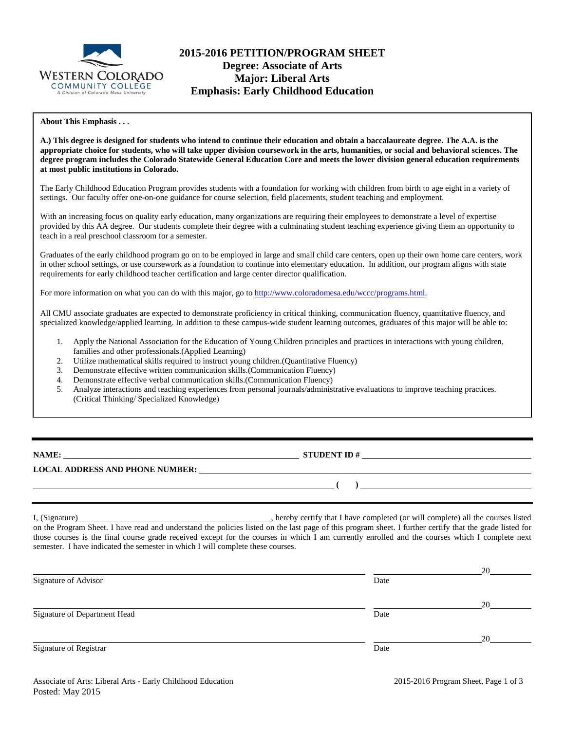WESTERN COLORADO COMMUNITY COLLEGE
A Division of Colorado Mesa University

# 2015-2016 PETITION/PROGRAM SHEET
## Degree: Associate of Arts
## Major: Liberal Arts
## Emphasis: Early Childhood Education

**About This Emphasis . . .**

**A.) This degree is designed for students who intend to continue their education and obtain a baccalaureate degree. The A.A. is the appropriate choice for students, who will take upper division coursework in the arts, humanities, or social and behavioral sciences. The degree program includes the Colorado Statewide General Education Core and meets the lower division general education requirements at most public institutions in Colorado.**

The Early Childhood Education Program provides students with a foundation for working with children from birth to age eight in a variety of settings. Our faculty offer one-on-one guidance for course selection, field placements, student teaching and employment.

With an increasing focus on quality early education, many organizations are requiring their employees to demonstrate a level of expertise provided by this AA degree. Our students complete their degree with a culminating student teaching experience giving them an opportunity to teach in a real preschool classroom for a semester.

Graduates of the early childhood program go on to be employed in large and small child care centers, open up their own home care centers, work in other school settings, or use coursework as a foundation to continue into elementary education. In addition, our program aligns with state requirements for early childhood teacher certification and large center director qualification.

For more information on what you can do with this major, go to http://www.coloradomesa.edu/wccc/programs.html.

All CMU associate graduates are expected to demonstrate proficiency in critical thinking, communication fluency, quantitative fluency, and specialized knowledge/applied learning. In addition to these campus-wide student learning outcomes, graduates of this major will be able to:

1. Apply the National Association for the Education of Young Children principles and practices in interactions with young children, families and other professionals.(Applied Learning)
2. Utilize mathematical skills required to instruct young children.(Quantitative Fluency)
3. Demonstrate effective written communication skills.(Communication Fluency)
4. Demonstrate effective verbal communication skills.(Communication Fluency)
5. Analyze interactions and teaching experiences from personal journals/administrative evaluations to improve teaching practices. (Critical Thinking/ Specialized Knowledge)

---

**NAME:** ______________________________ **STUDENT ID #** ______________________________

**LOCAL ADDRESS AND PHONE NUMBER:** ______________________________

______________________________ **( )** ______________________________

---

I, (Signature)______________________________, hereby certify that I have completed (or will complete) all the courses listed on the Program Sheet. I have read and understand the policies listed on the last page of this program sheet. I further certify that the grade listed for those courses is the final course grade received except for the courses in which I am currently enrolled and the courses which I complete next semester. I have indicated the semester in which I will complete these courses.

______________________________ ______________20______
Signature of Advisor Date

______________________________ ______________20______
Signature of Department Head Date

______________________________ ______________20______
Signature of Registrar Date

Associate of Arts: Liberal Arts - Early Childhood Education
Posted: May 2015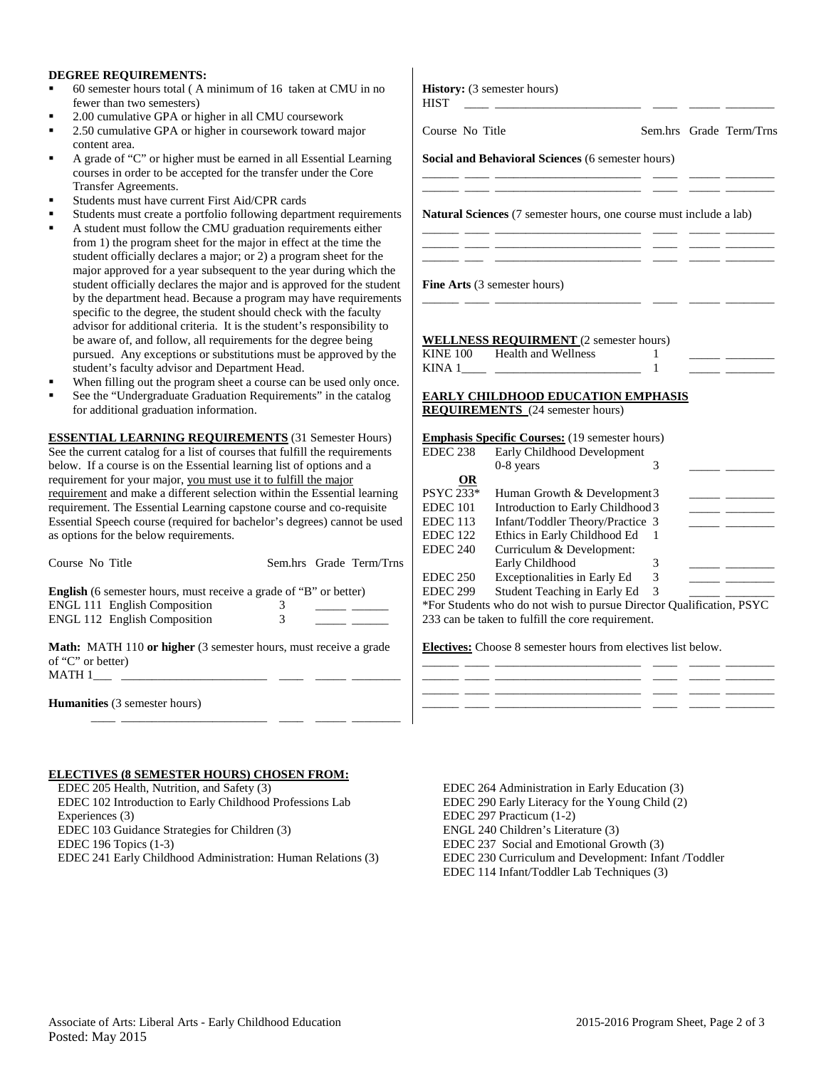**DEGREE REQUIREMENTS:**

- 60 semester hours total ( A minimum of 16 taken at CMU in no fewer than two semesters)
- 2.00 cumulative GPA or higher in all CMU coursework
- 2.50 cumulative GPA or higher in coursework toward major content area.
- A grade of "C" or higher must be earned in all Essential Learning courses in order to be accepted for the transfer under the Core Transfer Agreements.
- Students must have current First Aid/CPR cards
- Students must create a portfolio following department requirements
- A student must follow the CMU graduation requirements either from 1) the program sheet for the major in effect at the time the student officially declares a major; or 2) a program sheet for the major approved for a year subsequent to the year during which the student officially declares the major and is approved for the student by the department head. Because a program may have requirements specific to the degree, the student should check with the faculty advisor for additional criteria. It is the student's responsibility to be aware of, and follow, all requirements for the degree being pursued. Any exceptions or substitutions must be approved by the student's faculty advisor and Department Head.
- When filling out the program sheet a course can be used only once.
- See the "Undergraduate Graduation Requirements" in the catalog for additional graduation information.

**ESSENTIAL LEARNING REQUIREMENTS** (31 Semester Hours)
See the current catalog for a list of courses that fulfill the requirements below. If a course is on the Essential learning list of options and a requirement for your major, you must use it to fulfill the major requirement and make a different selection within the Essential learning requirement. The Essential Learning capstone course and co-requisite Essential Speech course (required for bachelor's degrees) cannot be used as options for the below requirements.

Course No Title — Sem.hrs Grade Term/Trns

**English** (6 semester hours, must receive a grade of "B" or better)

| Course No | Title | Sem.hrs | Grade | Term/Trns |
|---|---|---|---|---|
| ENGL 111 | English Composition | 3 | _____ | ______ |
| ENGL 112 | English Composition | 3 | _____ | ______ |

**Math:** MATH 110 **or higher** (3 semester hours, must receive a grade of "C" or better)

MATH 1___ ________________________ ____ _____ ________

**Humanities** (3 semester hours)

____ ________________________ ____ _____ ________

**History:** (3 semester hours)

HIST ____ ________________________ ____ _____ ________

Course No Title — Sem.hrs Grade Term/Trns

**Social and Behavioral Sciences** (6 semester hours)

______ ____ ________________________ ____ _____ ________
______ ____ ________________________ ____ _____ ________

**Natural Sciences** (7 semester hours, one course must include a lab)

______ ____ ________________________ ____ _____ ________
______ ____ ________________________ ____ _____ ________
______ ___ ________________________ ____ _____ ________

**Fine Arts** (3 semester hours)

______ ____ ________________________ ____ _____ ________

**WELLNESS REQUIRMENT** (2 semester hours)

| Course No | Title | Sem.hrs | Grade | Term/Trns |
|---|---|---|---|---|
| KINE 100 | Health and Wellness | 1 | _____ | ________ |
| KINA 1____ | ________________________ | 1 | _____ | ________ |

**EARLY CHILDHOOD EDUCATION EMPHASIS REQUIREMENTS** (24 semester hours)

**Emphasis Specific Courses:** (19 semester hours)

| Course No | Title | Sem.hrs | Grade | Term/Trns |
|---|---|---|---|---|
| EDEC 238 | Early Childhood Development 0-8 years | 3 | _____ | ________ |
| **OR** | | | | |
| PSYC 233* | Human Growth & Development | 3 | _____ | ________ |
| EDEC 101 | Introduction to Early Childhood | 3 | _____ | ________ |
| EDEC 113 | Infant/Toddler Theory/Practice | 3 | _____ | ________ |
| EDEC 122 | Ethics in Early Childhood Ed | 1 | | |
| EDEC 240 | Curriculum & Development: Early Childhood | 3 | _____ | ________ |
| EDEC 250 | Exceptionalities in Early Ed | 3 | _____ | ________ |
| EDEC 299 | Student Teaching in Early Ed | 3 | _____ | ________ |

*For Students who do not wish to pursue Director Qualification, PSYC 233 can be taken to fulfill the core requirement.

**Electives:** Choose 8 semester hours from electives list below.

______ ____ ________________________ ____ _____ ________
______ ____ ________________________ ____ _____ ________
______ ____ ________________________ ____ _____ ________
______ ____ ________________________ ____ _____ ________

**ELECTIVES (8 SEMESTER HOURS) CHOSEN FROM:**

EDEC 205 Health, Nutrition, and Safety (3)
EDEC 102 Introduction to Early Childhood Professions Lab Experiences (3)
EDEC 103 Guidance Strategies for Children (3)
EDEC 196 Topics (1-3)
EDEC 241 Early Childhood Administration: Human Relations (3)
EDEC 264 Administration in Early Education (3)
EDEC 290 Early Literacy for the Young Child (2)
EDEC 297 Practicum (1-2)
ENGL 240 Children's Literature (3)
EDEC 237 Social and Emotional Growth (3)
EDEC 230 Curriculum and Development: Infant /Toddler
EDEC 114 Infant/Toddler Lab Techniques (3)

Associate of Arts: Liberal Arts - Early Childhood Education
Posted: May 2015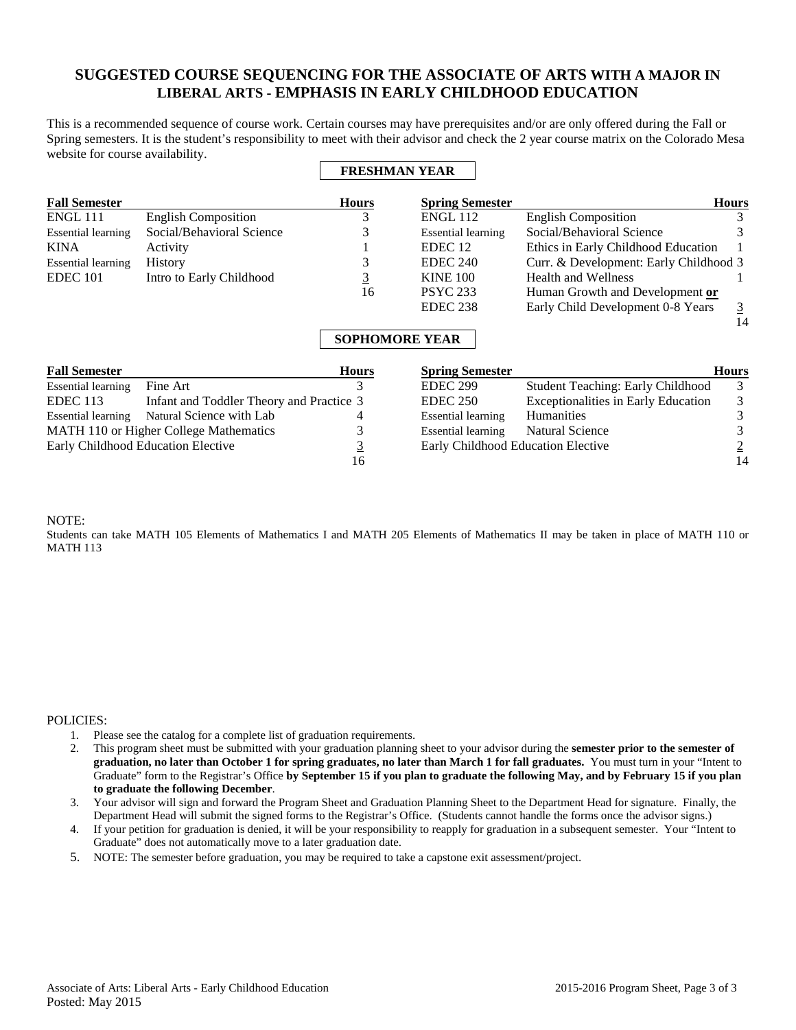## SUGGESTED COURSE SEQUENCING FOR THE ASSOCIATE OF ARTS WITH A MAJOR IN LIBERAL ARTS - EMPHASIS IN EARLY CHILDHOOD EDUCATION

This is a recommended sequence of course work. Certain courses may have prerequisites and/or are only offered during the Fall or Spring semesters. It is the student's responsibility to meet with their advisor and check the 2 year course matrix on the Colorado Mesa website for course availability.

### FRESHMAN YEAR

| Fall Semester | | Hours | Spring Semester | | Hours |
|---|---|---|---|---|---|
| ENGL 111 | English Composition | 3 | ENGL 112 | English Composition | 3 |
| Essential learning | Social/Behavioral Science | 3 | Essential learning | Social/Behavioral Science | 3 |
| KINA | Activity | 1 | EDEC 12 | Ethics in Early Childhood Education | 1 |
| Essential learning | History | 3 | EDEC 240 | Curr. & Development: Early Childhood | 3 |
| EDEC 101 | Intro to Early Childhood | 3 | KINE 100 | Health and Wellness | 1 |
| | | 16 | PSYC 233 | Human Growth and Development **or** | |
| | | | EDEC 238 | Early Child Development 0-8 Years | 3 |
| | | | | | 14 |

### SOPHOMORE YEAR

| Fall Semester | | Hours | Spring Semester | | Hours |
|---|---|---|---|---|---|
| Essential learning | Fine Art | 3 | EDEC 299 | Student Teaching: Early Childhood | 3 |
| EDEC 113 | Infant and Toddler Theory and Practice | 3 | EDEC 250 | Exceptionalities in Early Education | 3 |
| Essential learning | Natural Science with Lab | 4 | Essential learning | Humanities | 3 |
| MATH 110 or Higher College Mathematics | | 3 | Essential learning | Natural Science | 3 |
| Early Childhood Education Elective | | 3 | Early Childhood Education Elective | | 2 |
| | | 16 | | | 14 |

NOTE:
Students can take MATH 105 Elements of Mathematics I and MATH 205 Elements of Mathematics II may be taken in place of MATH 110 or MATH 113

POLICIES:

1. Please see the catalog for a complete list of graduation requirements.
2. This program sheet must be submitted with your graduation planning sheet to your advisor during the **semester prior to the semester of graduation, no later than October 1 for spring graduates, no later than March 1 for fall graduates.** You must turn in your "Intent to Graduate" form to the Registrar's Office **by September 15 if you plan to graduate the following May, and by February 15 if you plan to graduate the following December**.
3. Your advisor will sign and forward the Program Sheet and Graduation Planning Sheet to the Department Head for signature. Finally, the Department Head will submit the signed forms to the Registrar's Office. (Students cannot handle the forms once the advisor signs.)
4. If your petition for graduation is denied, it will be your responsibility to reapply for graduation in a subsequent semester. Your "Intent to Graduate" does not automatically move to a later graduation date.
5. NOTE: The semester before graduation, you may be required to take a capstone exit assessment/project.